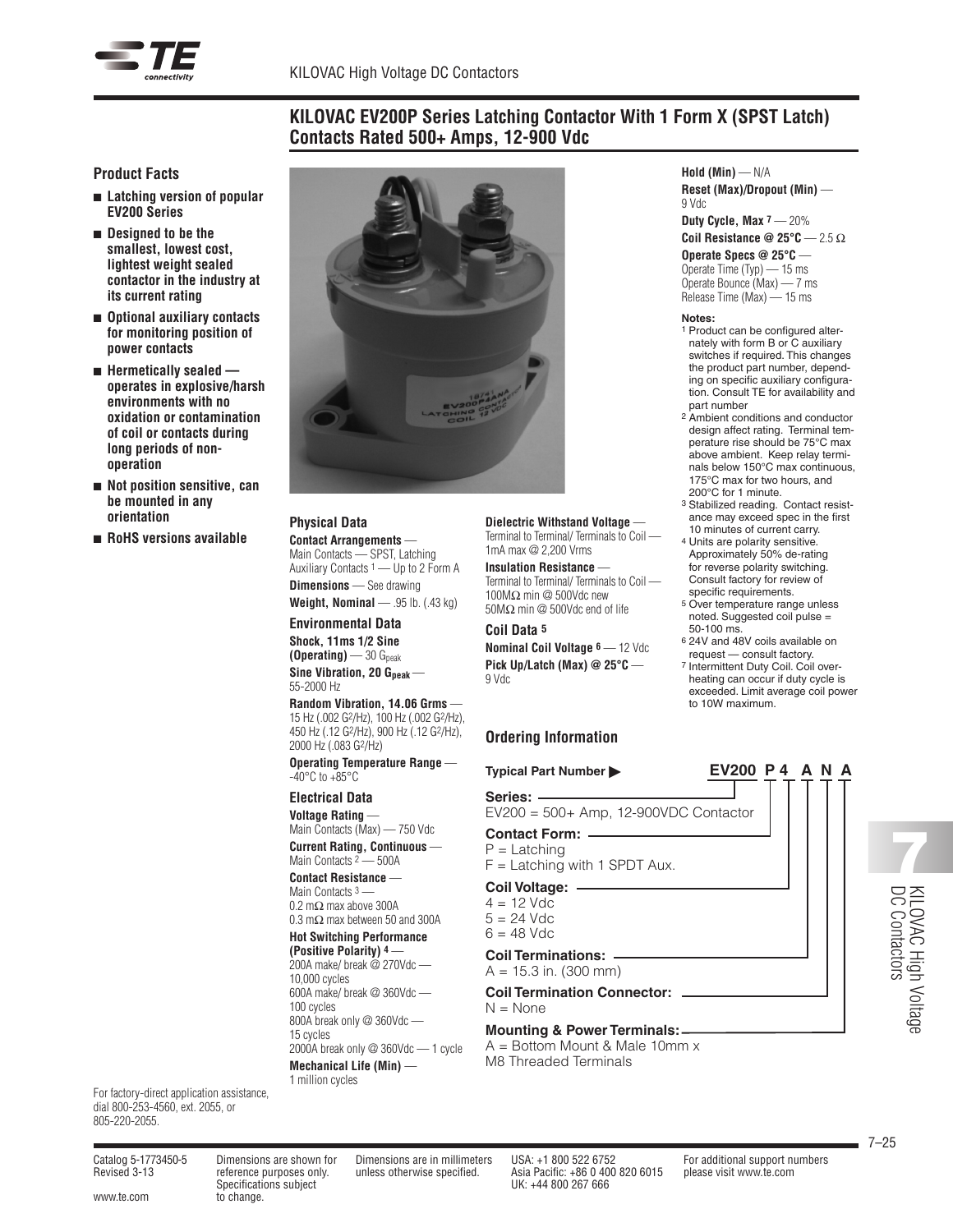# KILOVAC EV200P Series Latching Contactor With 1 Form X (SPST Latch) Contacts Rated 500+ Amps, 12-900 Vdc

## Product Facts

- **Latching version of popular EV200 Series**
- **Designed to be the smallest, lowest cost, lightest weight sealed contactor in the industry at its current rating**
- **Optional auxiliary contacts for monitoring position of power contacts**
- **Hermetically sealed — operates in explosive/harsh environments with no oxidation or contamination of coil or contacts during long periods of non-operation**
- **Not position sensitive, can be mounted in any orientation**
- **RoHS versions available**

For factory-direct application assistance, dial 800-253-4560, ext. 2055, or 805-220-2055.

### Physical Data

**Contact Arrangements** —
Main Contacts — SPST, Latching
Auxiliary Contacts [1] — Up to 2 Form A

**Dimensions** — See drawing

**Weight, Nominal** — .95 lb. (.43 kg)

### Environmental Data

**Shock, 11ms 1/2 Sine (Operating)** — 30 $G_{peak}$

**Sine Vibration, 20 $G_{peak}$** — 55-2000 Hz

**Random Vibration, 14.06 Grms** — 15 Hz (.002 $G^2$/Hz), 100 Hz (.002 $G^2$/Hz), 450 Hz (.12 $G^2$/Hz), 900 Hz (.12 $G^2$/Hz), 2000 Hz (.083 $G^2$/Hz)

**Operating Temperature Range** — -40°C to +85°C

### Electrical Data

**Voltage Rating** —
Main Contacts (Max) — 750 Vdc

**Current Rating, Continuous** —
Main Contacts [2] — 500A

**Contact Resistance** —
Main Contacts [3] —
0.2 mΩ max above 300A
0.3 mΩ max between 50 and 300A

**Hot Switching Performance (Positive Polarity) [4]** —
200A make/ break @ 270Vdc — 10,000 cycles
600A make/ break @ 360Vdc — 100 cycles
800A break only @ 360Vdc — 15 cycles
2000A break only @ 360Vdc — 1 cycle

**Mechanical Life (Min)** —
1 million cycles

**Dielectric Withstand Voltage** —
Terminal to Terminal/ Terminals to Coil — 1mA max @ 2,200 Vrms

**Insulation Resistance** —
Terminal to Terminal/ Terminals to Coil — 100MΩ min @ 500Vdc new
50MΩ min @ 500Vdc end of life

### Coil Data [5]

**Nominal Coil Voltage [6]** — 12 Vdc

**Pick Up/Latch (Max) @ 25°C** — 9 Vdc

**Hold (Min)** — N/A

**Reset (Max)/Dropout (Min)** — 9 Vdc

**Duty Cycle, Max [7]** — 20%

**Coil Resistance @ 25°C** — 2.5 Ω

**Operate Specs @ 25°C** —
Operate Time (Typ) — 15 ms
Operate Bounce (Max) — 7 ms
Release Time (Max) — 15 ms

**Notes:**

1. Product can be configured alternately with form B or C auxiliary switches if required. This changes the product part number, depending on specific auxiliary configuration. Consult TE for availability and part number
2. Ambient conditions and conductor design affect rating. Terminal temperature rise should be 75°C max above ambient. Keep relay terminals below 150°C max continuous, 175°C max for two hours, and 200°C for 1 minute.
3. Stabilized reading. Contact resistance may exceed spec in the first 10 minutes of current carry.
4. Units are polarity sensitive. Approximately 50% de-rating for reverse polarity switching. Consult factory for review of specific requirements.
5. Over temperature range unless noted. Suggested coil pulse = 50-100 ms.
6. 24V and 48V coils available on request — consult factory.
7. Intermittent Duty Coil. Coil overheating can occur if duty cycle is exceeded. Limit average coil power to 10W maximum.

## Ordering Information

**Typical Part Number ▶** **EV200 P 4 A N A**

**Series:**
EV200 = 500+ Amp, 12-900VDC Contactor

**Contact Form:**
P = Latching
F = Latching with 1 SPDT Aux.

**Coil Voltage:**
4 = 12 Vdc
5 = 24 Vdc
6 = 48 Vdc

**Coil Terminations:**
A = 15.3 in. (300 mm)

**Coil Termination Connector:**
N = None

**Mounting & Power Terminals:**
A = Bottom Mount & Male 10mm x M8 Threaded Terminals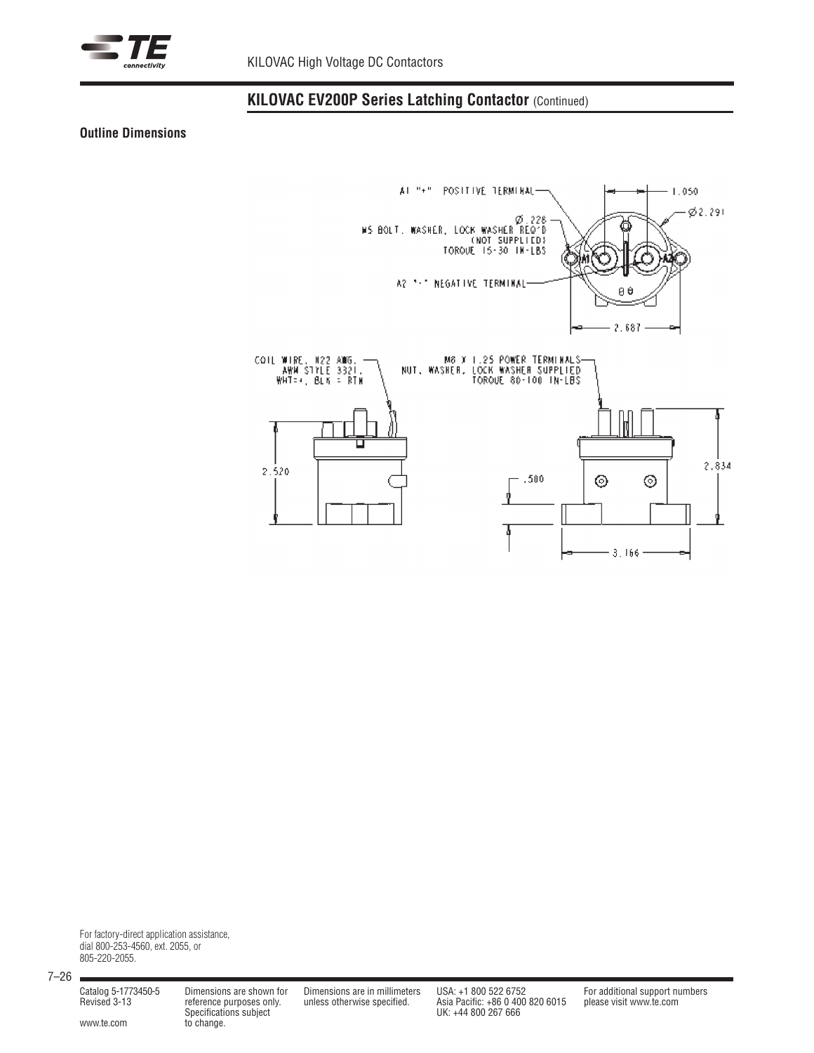## KILOVAC EV200P Series Latching Contactor (Continued)

### Outline Dimensions

A1 "+" POSITIVE TERMINAL

Ø.228
M5 BOLT, WASHER, LOCK WASHER REQ'D
(NOT SUPPLIED)
TORQUE 15-30 IN-LBS

A2 "-" NEGATIVE TERMINAL

1.050

Ø2.291

2.687

COIL WIRE, #22 AWG,
AWM STYLE 3321,
WHT=+, BLK = RTN

M8 X 1.25 POWER TERMINALS
NUT, WASHER, LOCK WASHER SUPPLIED
TORQUE 80-100 IN-LBS

2.520

.500

2.834

3.166

For factory-direct application assistance, dial 800-253-4560, ext. 2055, or 805-220-2055.

Catalog 5-1773450-5
Revised 3-13

www.te.com

Dimensions are shown for reference purposes only. Specifications subject to change.

Dimensions are in millimeters unless otherwise specified.

USA: +1 800 522 6752
Asia Pacific: +86 0 400 820 6015
UK: +44 800 267 666

For additional support numbers please visit www.te.com